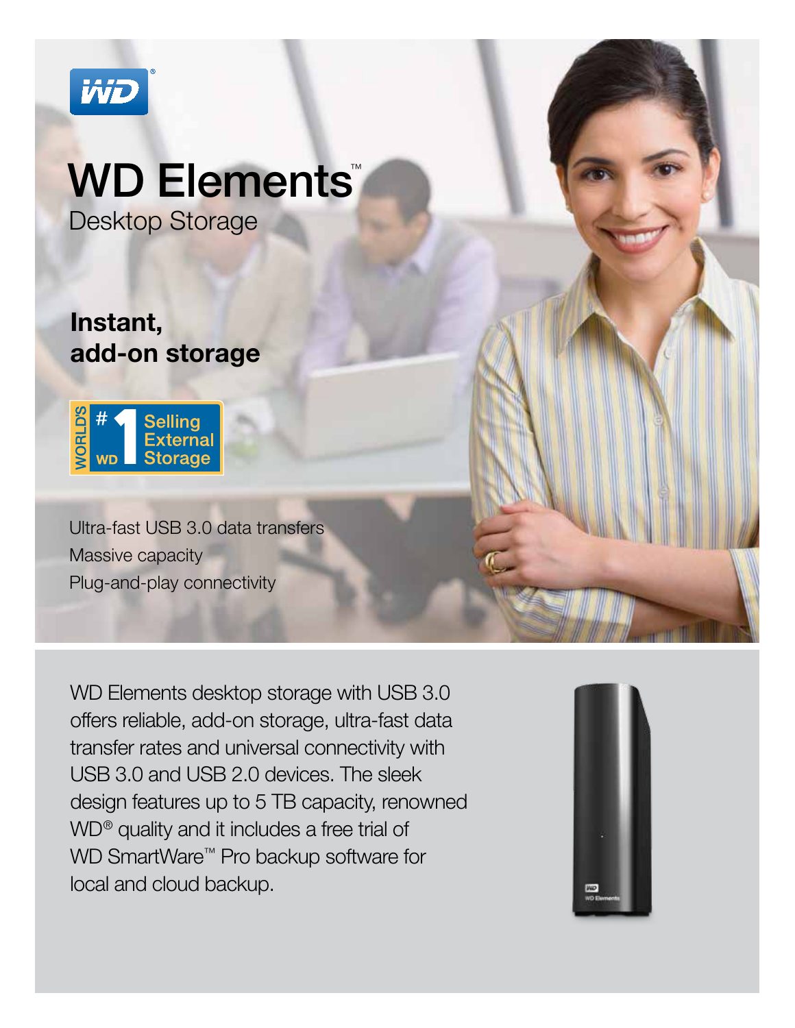# WD Elements™

## Desktop Storage

### Instant, add-on storage

WORLD'S #1 WD Selling External Storage

Ultra-fast USB 3.0 data transfers
Massive capacity
Plug-and-play connectivity

WD Elements desktop storage with USB 3.0 offers reliable, add-on storage, ultra-fast data transfer rates and universal connectivity with USB 3.0 and USB 2.0 devices. The sleek design features up to 5 TB capacity, renowned WD® quality and it includes a free trial of WD SmartWare™ Pro backup software for local and cloud backup.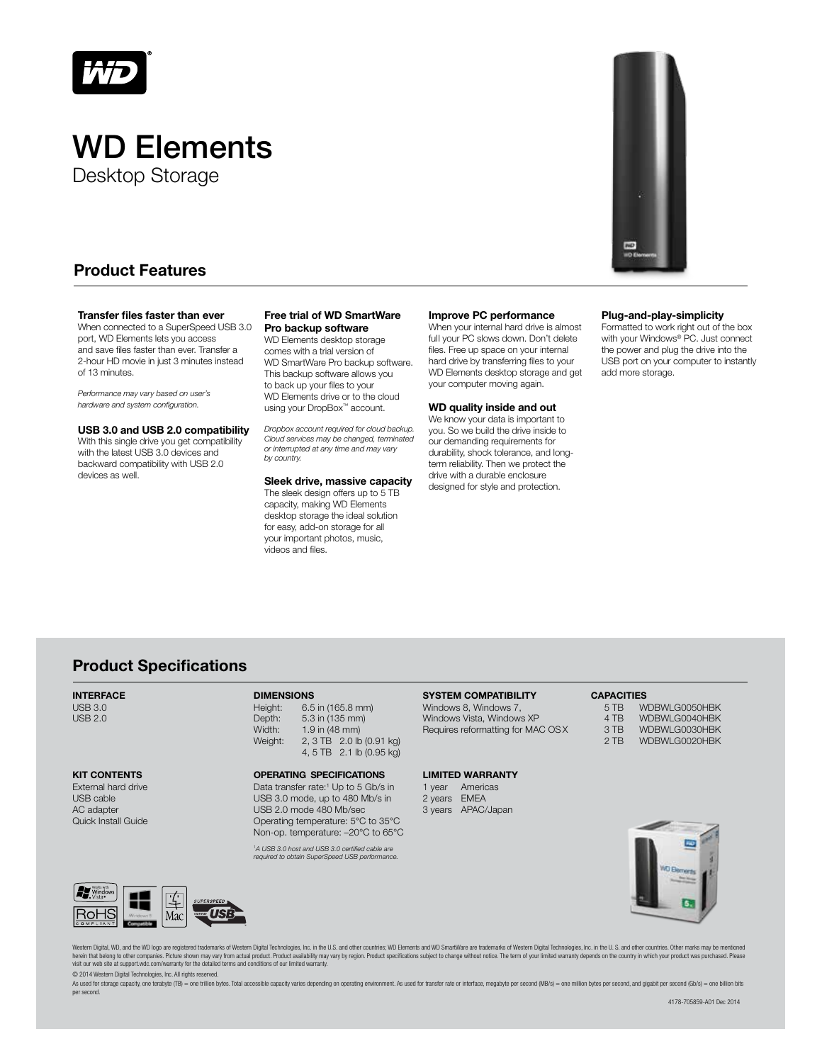# WD Elements

Desktop Storage

## Product Features

**Transfer files faster than ever**
When connected to a SuperSpeed USB 3.0 port, WD Elements lets you access and save files faster than ever. Transfer a 2-hour HD movie in just 3 minutes instead of 13 minutes.

*Performance may vary based on user's hardware and system configuration.*

**USB 3.0 and USB 2.0 compatibility**
With this single drive you get compatibility with the latest USB 3.0 devices and backward compatibility with USB 2.0 devices as well.

**Free trial of WD SmartWare Pro backup software**
WD Elements desktop storage comes with a trial version of WD SmartWare Pro backup software. This backup software allows you to back up your files to your WD Elements drive or to the cloud using your DropBox™ account.

*Dropbox account required for cloud backup. Cloud services may be changed, terminated or interrupted at any time and may vary by country.*

**Sleek drive, massive capacity**
The sleek design offers up to 5 TB capacity, making WD Elements desktop storage the ideal solution for easy, add-on storage for all your important photos, music, videos and files.

**Improve PC performance**
When your internal hard drive is almost full your PC slows down. Don't delete files. Free up space on your internal hard drive by transferring files to your WD Elements desktop storage and get your computer moving again.

**WD quality inside and out**
We know your data is important to you. So we build the drive inside to our demanding requirements for durability, shock tolerance, and long-term reliability. Then we protect the drive with a durable enclosure designed for style and protection.

**Plug-and-play-simplicity**
Formatted to work right out of the box with your Windows® PC. Just connect the power and plug the drive into the USB port on your computer to instantly add more storage.

## Product Specifications

**INTERFACE**
USB 3.0
USB 2.0

**DIMENSIONS**

| | |
|---|---|
| Height: | 6.5 in (165.8 mm) |
| Depth: | 5.3 in (135 mm) |
| Width: | 1.9 in (48 mm) |
| Weight: | 2, 3 TB 2.0 lb (0.91 kg) |
| | 4, 5 TB 2.1 lb (0.95 kg) |

**SYSTEM COMPATIBILITY**
Windows 8, Windows 7, Windows Vista, Windows XP
Requires reformatting for MAC OS X

**CAPACITIES**

| | |
|---|---|
| 5 TB | WDBWLG0050HBK |
| 4 TB | WDBWLG0040HBK |
| 3 TB | WDBWLG0030HBK |
| 2 TB | WDBWLG0020HBK |

**KIT CONTENTS**
External hard drive
USB cable
AC adapter
Quick Install Guide

**OPERATING SPECIFICATIONS**
Data transfer rate:[1] Up to 5 Gb/s in USB 3.0 mode, up to 480 Mb/s in USB 2.0 mode 480 Mb/sec
Operating temperature: 5°C to 35°C
Non-op. temperature: –20°C to 65°C

[1]*A USB 3.0 host and USB 3.0 certified cable are required to obtain SuperSpeed USB performance.*

**LIMITED WARRANTY**

| | |
|---|---|
| 1 year | Americas |
| 2 years | EMEA |
| 3 years | APAC/Japan |

Western Digital, WD, and the WD logo are registered trademarks of Western Digital Technologies, Inc. in the U.S. and other countries; WD Elements and WD SmartWare are trademarks of Western Digital Technologies, Inc. in the U. S. and other countries. Other marks may be mentioned herein that belong to other companies. Picture shown may vary from actual product. Product availability may vary by region. Product specifications subject to change without notice. The term of your limited warranty depends on the country in which your product was purchased. Please visit our web site at support.wdc.com/warranty for the detailed terms and conditions of our limited warranty.

© 2014 Western Digital Technologies, Inc. All rights reserved.

As used for storage capacity, one terabyte (TB) = one trillion bytes. Total accessible capacity varies depending on operating environment. As used for transfer rate or interface, megabyte per second (MB/s) = one million bytes per second, and gigabit per second (Gb/s) = one billion bits per second.

4178-705859-A01 Dec 2014